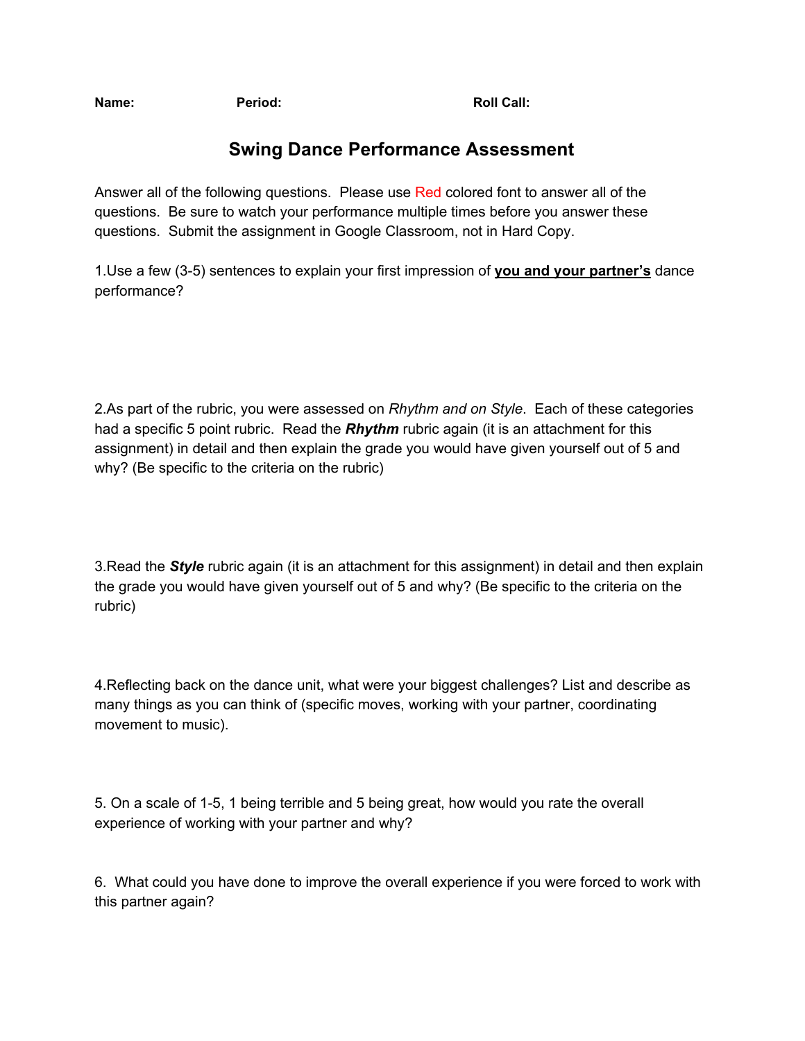**Name:** **Period:** **Roll Call:**

# Swing Dance Performance Assessment

Answer all of the following questions. Please use Red colored font to answer all of the questions. Be sure to watch your performance multiple times before you answer these questions. Submit the assignment in Google Classroom, not in Hard Copy.

1.Use a few (3-5) sentences to explain your first impression of **<u>you and your partner's</u>** dance performance?

2.As part of the rubric, you were assessed on *Rhythm and on Style*. Each of these categories had a specific 5 point rubric. Read the ***Rhythm*** rubric again (it is an attachment for this assignment) in detail and then explain the grade you would have given yourself out of 5 and why? (Be specific to the criteria on the rubric)

3.Read the ***Style*** rubric again (it is an attachment for this assignment) in detail and then explain the grade you would have given yourself out of 5 and why? (Be specific to the criteria on the rubric)

4.Reflecting back on the dance unit, what were your biggest challenges? List and describe as many things as you can think of (specific moves, working with your partner, coordinating movement to music).

5. On a scale of 1-5, 1 being terrible and 5 being great, how would you rate the overall experience of working with your partner and why?

6. What could you have done to improve the overall experience if you were forced to work with this partner again?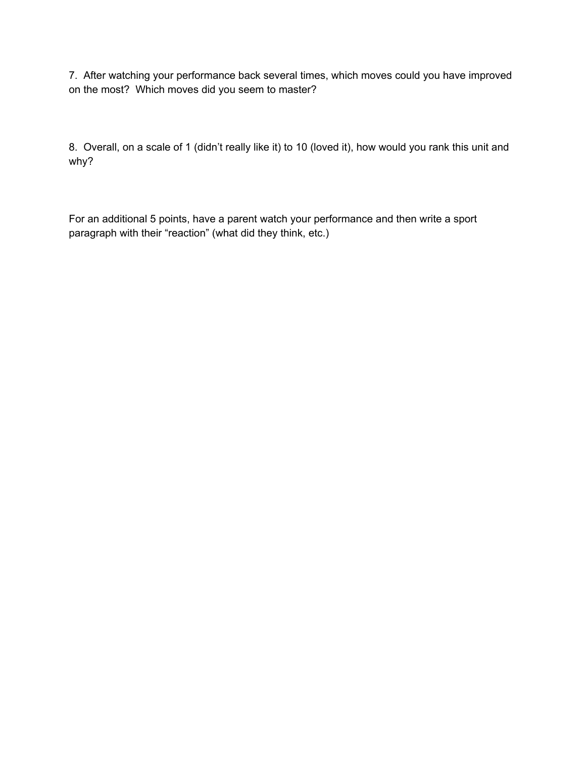7. After watching your performance back several times, which moves could you have improved on the most? Which moves did you seem to master?

8. Overall, on a scale of 1 (didn't really like it) to 10 (loved it), how would you rank this unit and why?

For an additional 5 points, have a parent watch your performance and then write a sport paragraph with their "reaction" (what did they think, etc.)